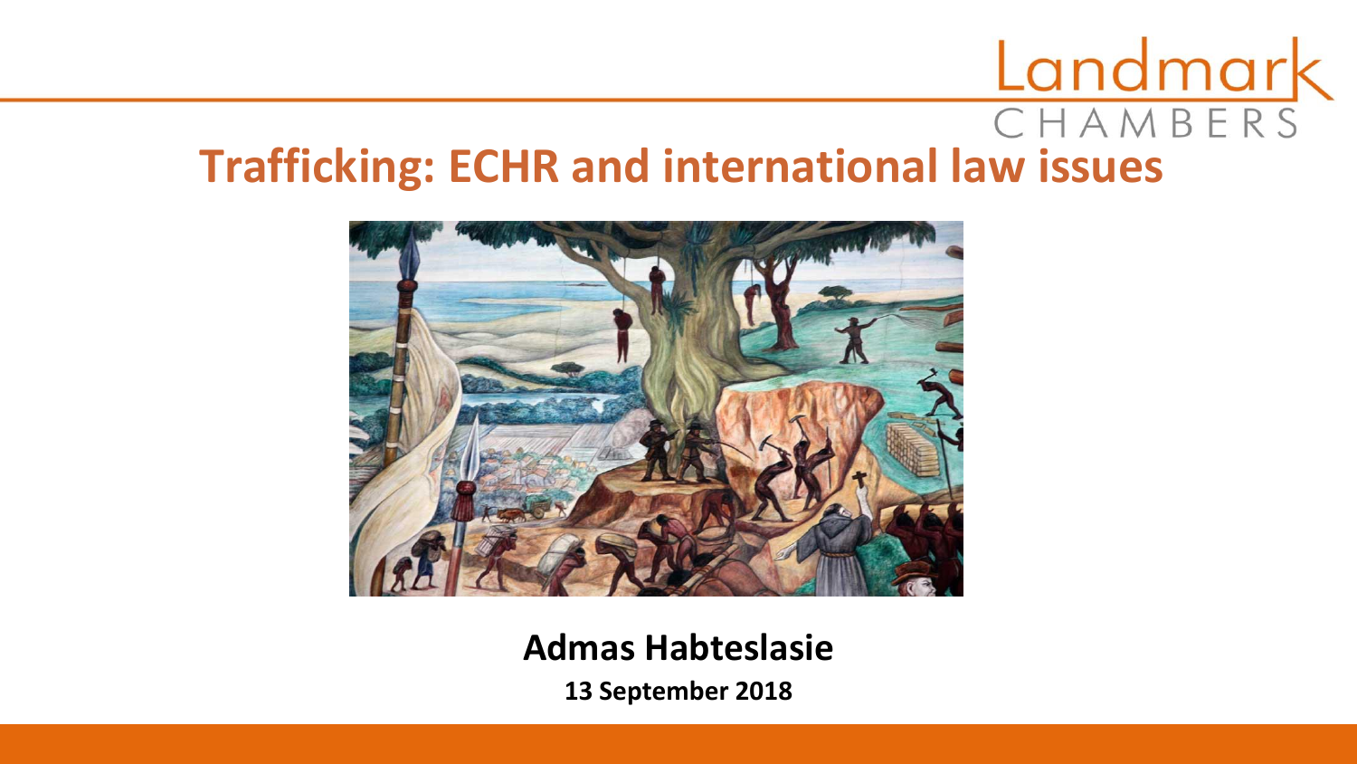Landmark CHAMBERS

# Trafficking: ECHR and international law issues

**Admas Habteslasie**

**13 September 2018**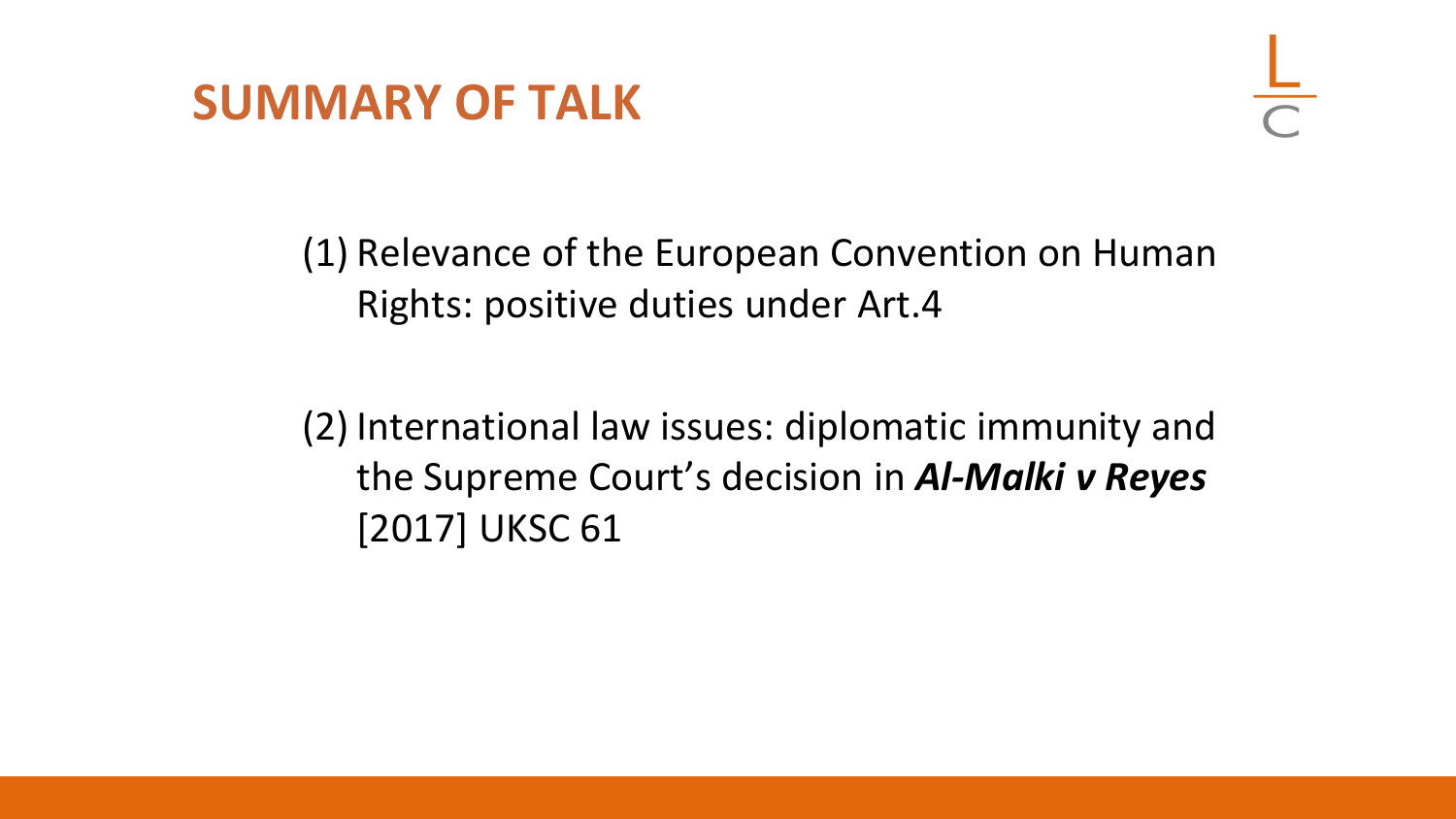# SUMMARY OF TALK

(1) Relevance of the European Convention on Human Rights: positive duties under Art.4

(2) International law issues: diplomatic immunity and the Supreme Court's decision in ***Al-Malki v Reyes*** [2017] UKSC 61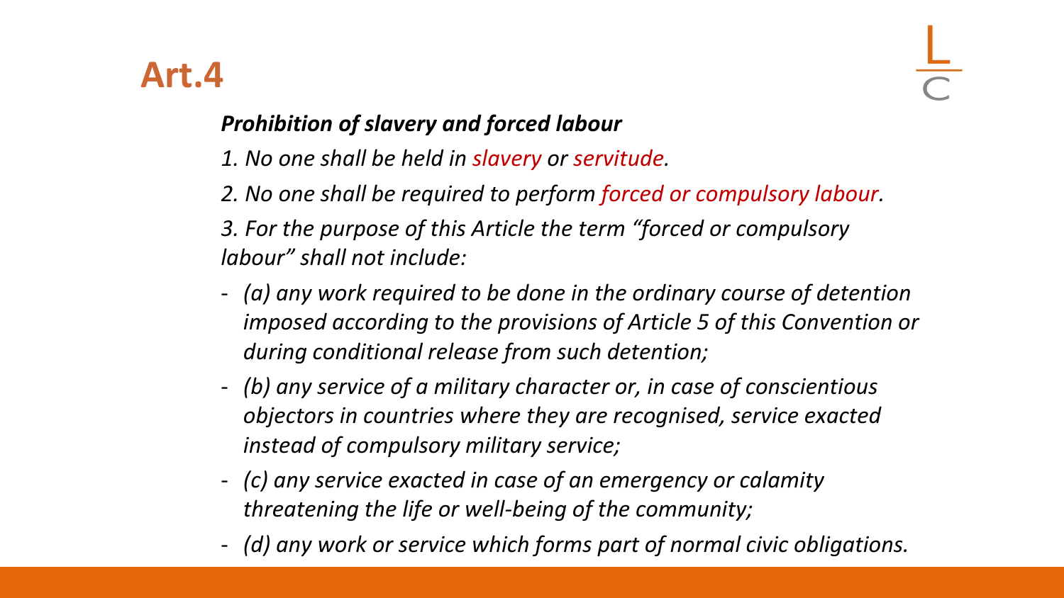# Art.4

***Prohibition of slavery and forced labour***

*1. No one shall be held in slavery or servitude.*

*2. No one shall be required to perform forced or compulsory labour.*

*3. For the purpose of this Article the term "forced or compulsory labour" shall not include:*

- *(a) any work required to be done in the ordinary course of detention imposed according to the provisions of Article 5 of this Convention or during conditional release from such detention;*
- *(b) any service of a military character or, in case of conscientious objectors in countries where they are recognised, service exacted instead of compulsory military service;*
- *(c) any service exacted in case of an emergency or calamity threatening the life or well-being of the community;*
- *(d) any work or service which forms part of normal civic obligations.*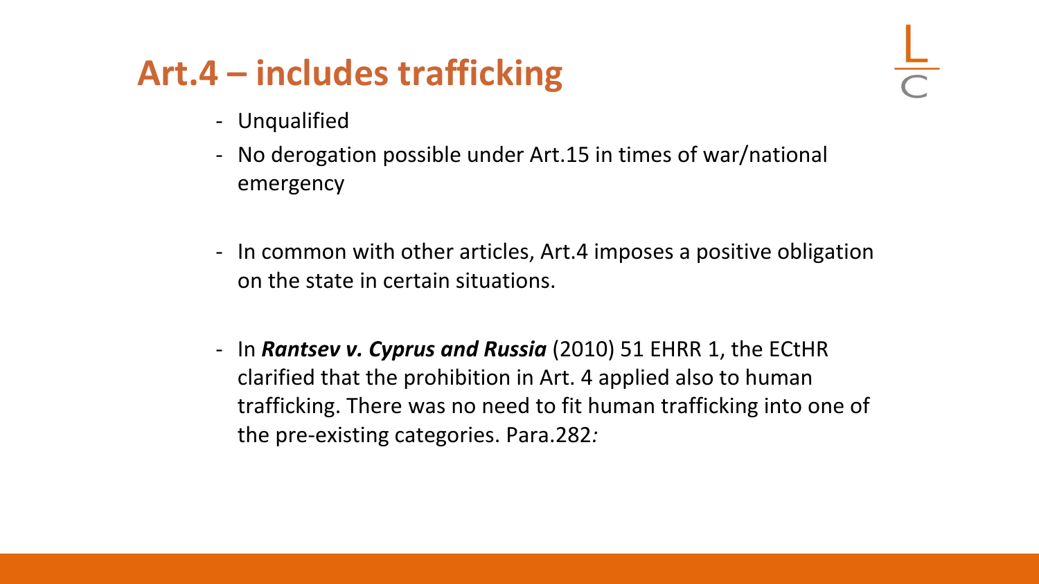# Art.4 – includes trafficking

- Unqualified
- No derogation possible under Art.15 in times of war/national emergency

- In common with other articles, Art.4 imposes a positive obligation on the state in certain situations.

- In ***Rantsev v. Cyprus and Russia*** (2010) 51 EHRR 1, the ECtHR clarified that the prohibition in Art. 4 applied also to human trafficking. There was no need to fit human trafficking into one of the pre-existing categories. Para.282*:*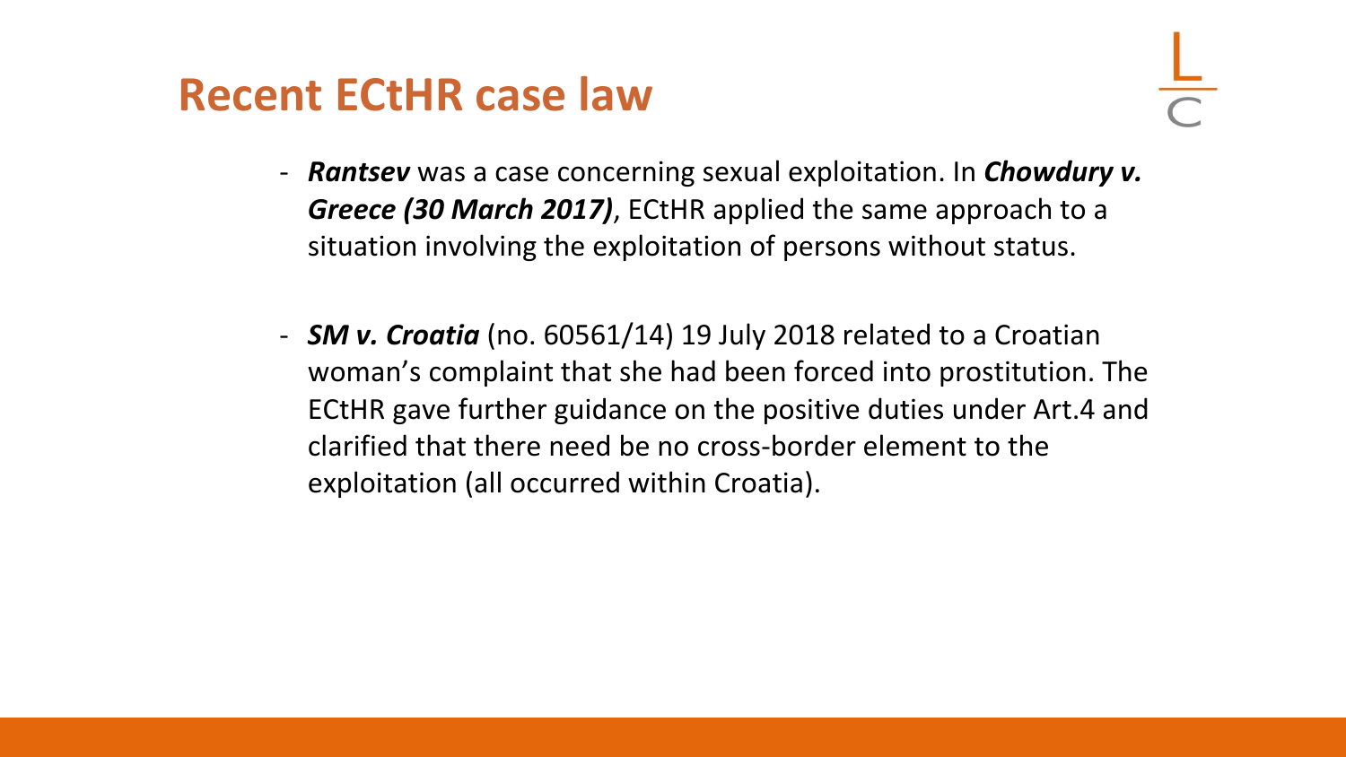# Recent ECtHR case law

- ***Rantsev*** was a case concerning sexual exploitation. In ***Chowdury v. Greece (30 March 2017)***, ECtHR applied the same approach to a situation involving the exploitation of persons without status.
- ***SM v. Croatia*** (no. 60561/14) 19 July 2018 related to a Croatian woman's complaint that she had been forced into prostitution. The ECtHR gave further guidance on the positive duties under Art.4 and clarified that there need be no cross-border element to the exploitation (all occurred within Croatia).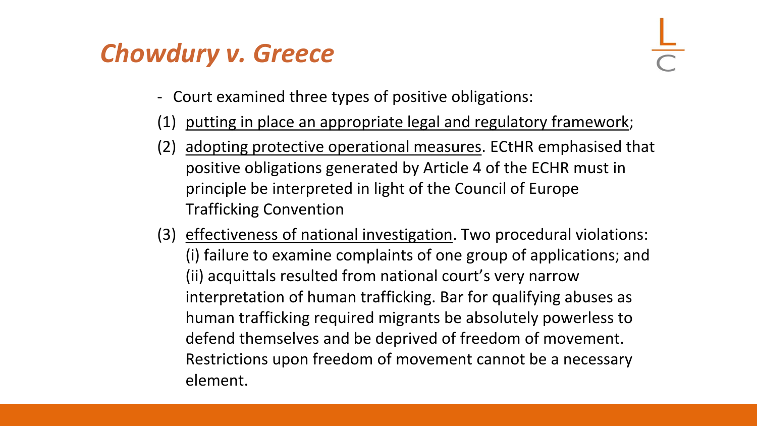# *Chowdury v. Greece*

- Court examined three types of positive obligations:

(1) <u>putting in place an appropriate legal and regulatory framework</u>;

(2) <u>adopting protective operational measures</u>. ECtHR emphasised that positive obligations generated by Article 4 of the ECHR must in principle be interpreted in light of the Council of Europe Trafficking Convention

(3) <u>effectiveness of national investigation</u>. Two procedural violations: (i) failure to examine complaints of one group of applications; and (ii) acquittals resulted from national court's very narrow interpretation of human trafficking. Bar for qualifying abuses as human trafficking required migrants be absolutely powerless to defend themselves and be deprived of freedom of movement. Restrictions upon freedom of movement cannot be a necessary element.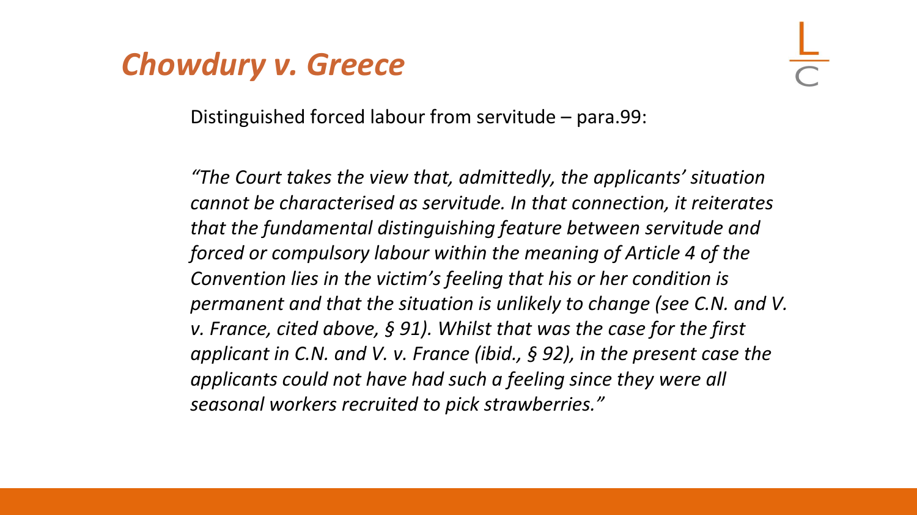# *Chowdury v. Greece*

Distinguished forced labour from servitude – para.99:

*"The Court takes the view that, admittedly, the applicants' situation cannot be characterised as servitude. In that connection, it reiterates that the fundamental distinguishing feature between servitude and forced or compulsory labour within the meaning of Article 4 of the Convention lies in the victim's feeling that his or her condition is permanent and that the situation is unlikely to change (see C.N. and V. v. France, cited above, § 91). Whilst that was the case for the first applicant in C.N. and V. v. France (ibid., § 92), in the present case the applicants could not have had such a feeling since they were all seasonal workers recruited to pick strawberries."*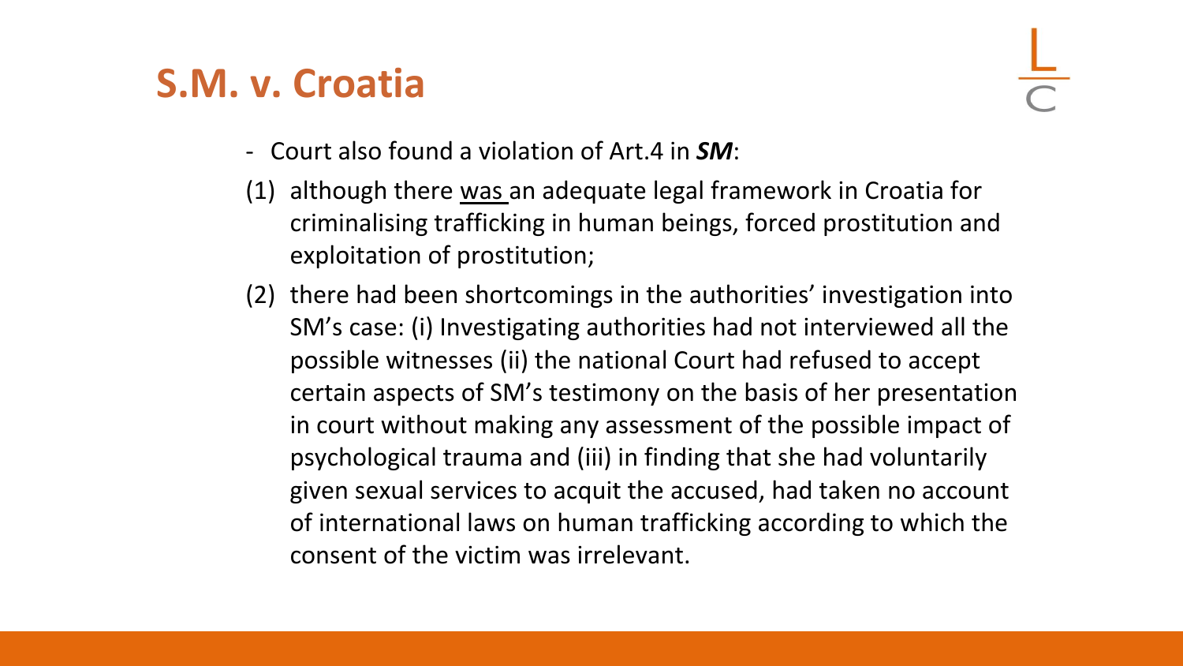# S.M. v. Croatia

- Court also found a violation of Art.4 in ***SM***:

(1) although there was an adequate legal framework in Croatia for criminalising trafficking in human beings, forced prostitution and exploitation of prostitution;

(2) there had been shortcomings in the authorities' investigation into SM's case: (i) Investigating authorities had not interviewed all the possible witnesses (ii) the national Court had refused to accept certain aspects of SM's testimony on the basis of her presentation in court without making any assessment of the possible impact of psychological trauma and (iii) in finding that she had voluntarily given sexual services to acquit the accused, had taken no account of international laws on human trafficking according to which the consent of the victim was irrelevant.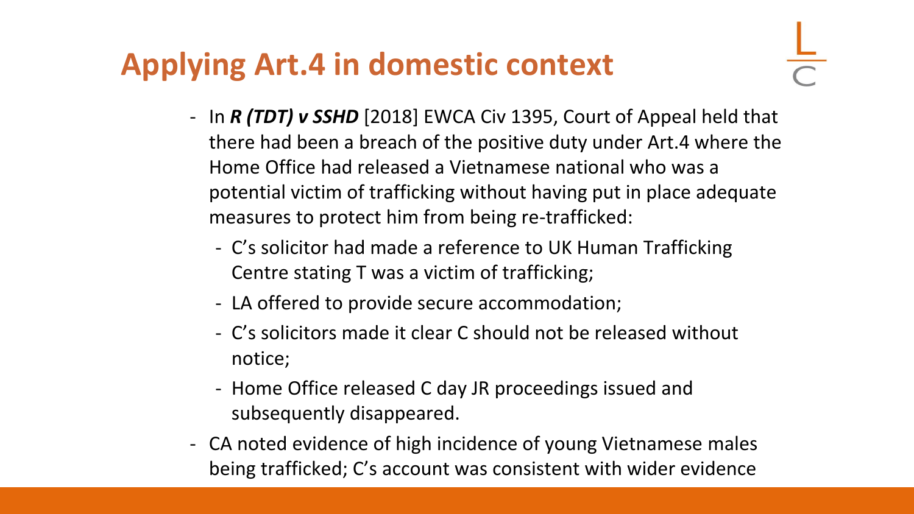# Applying Art.4 in domestic context

- In ***R (TDT) v SSHD*** [2018] EWCA Civ 1395, Court of Appeal held that there had been a breach of the positive duty under Art.4 where the Home Office had released a Vietnamese national who was a potential victim of trafficking without having put in place adequate measures to protect him from being re-trafficked:
  - C's solicitor had made a reference to UK Human Trafficking Centre stating T was a victim of trafficking;
  - LA offered to provide secure accommodation;
  - C's solicitors made it clear C should not be released without notice;
  - Home Office released C day JR proceedings issued and subsequently disappeared.
- CA noted evidence of high incidence of young Vietnamese males being trafficked; C's account was consistent with wider evidence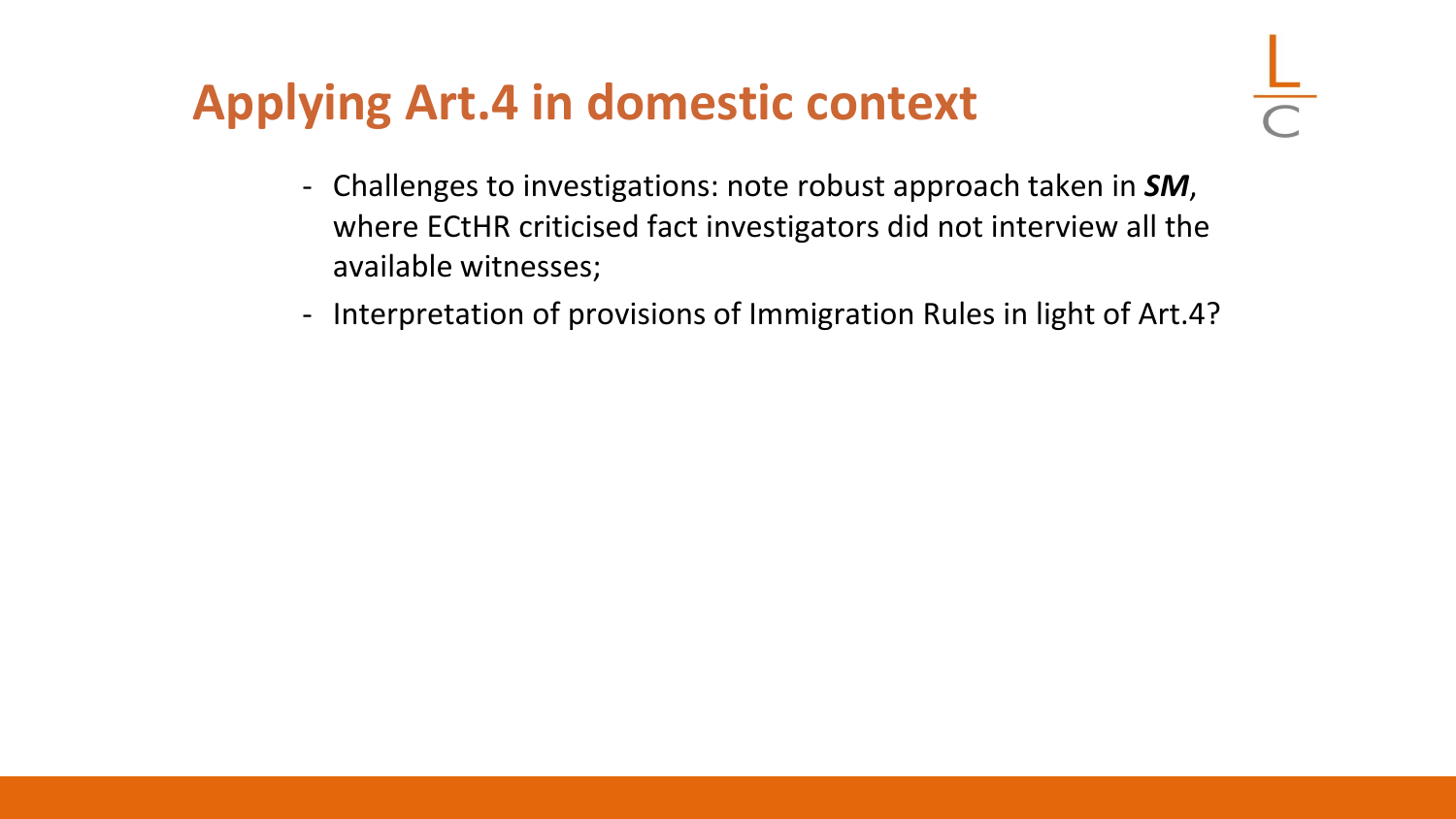# Applying Art.4 in domestic context

- Challenges to investigations: note robust approach taken in ***SM***, where ECtHR criticised fact investigators did not interview all the available witnesses;
- Interpretation of provisions of Immigration Rules in light of Art.4?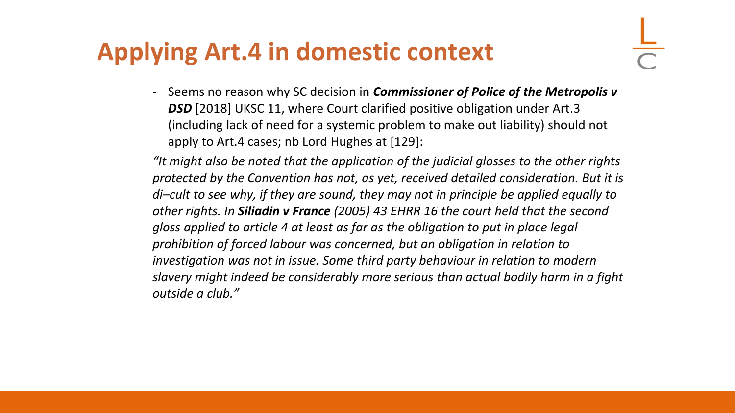# Applying Art.4 in domestic context

- Seems no reason why SC decision in ***Commissioner of Police of the Metropolis v DSD*** [2018] UKSC 11, where Court clarified positive obligation under Art.3 (including lack of need for a systemic problem to make out liability) should not apply to Art.4 cases; nb Lord Hughes at [129]:

*"It might also be noted that the application of the judicial glosses to the other rights protected by the Convention has not, as yet, received detailed consideration. But it is di–cult to see why, if they are sound, they may not in principle be applied equally to other rights. In **Siliadin v France** (2005) 43 EHRR 16 the court held that the second gloss applied to article 4 at least as far as the obligation to put in place legal prohibition of forced labour was concerned, but an obligation in relation to investigation was not in issue. Some third party behaviour in relation to modern slavery might indeed be considerably more serious than actual bodily harm in a fight outside a club."*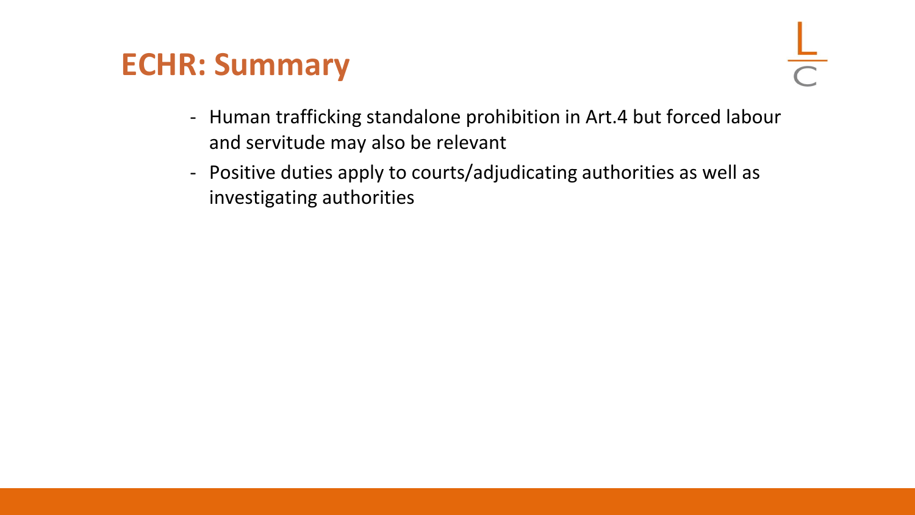# ECHR: Summary

- Human trafficking standalone prohibition in Art.4 but forced labour and servitude may also be relevant
- Positive duties apply to courts/adjudicating authorities as well as investigating authorities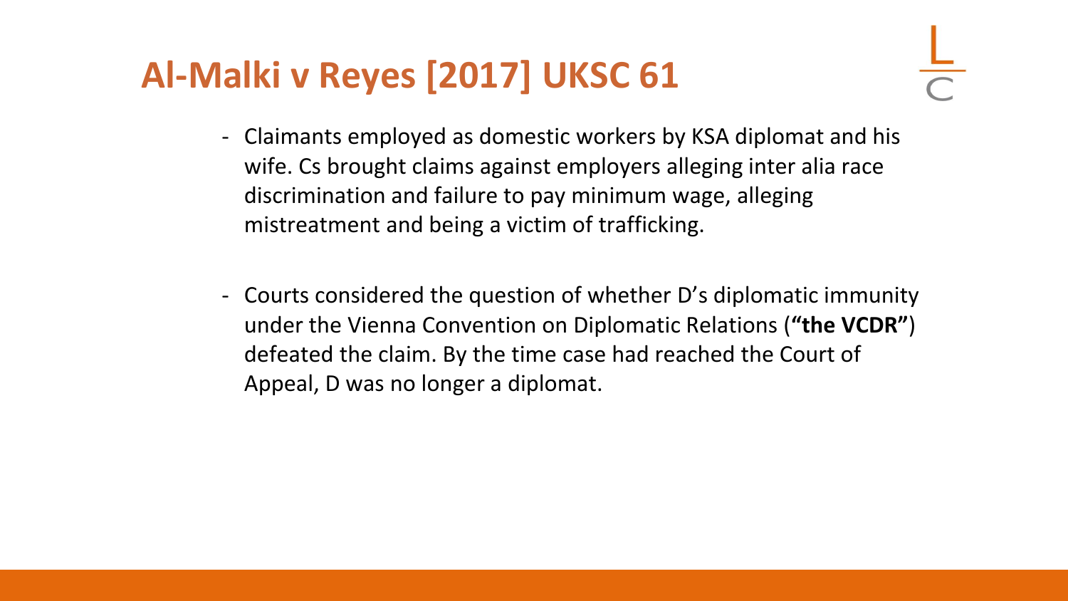# Al-Malki v Reyes [2017] UKSC 61

- Claimants employed as domestic workers by KSA diplomat and his wife. Cs brought claims against employers alleging inter alia race discrimination and failure to pay minimum wage, alleging mistreatment and being a victim of trafficking.

- Courts considered the question of whether D's diplomatic immunity under the Vienna Convention on Diplomatic Relations (**"the VCDR"**) defeated the claim. By the time case had reached the Court of Appeal, D was no longer a diplomat.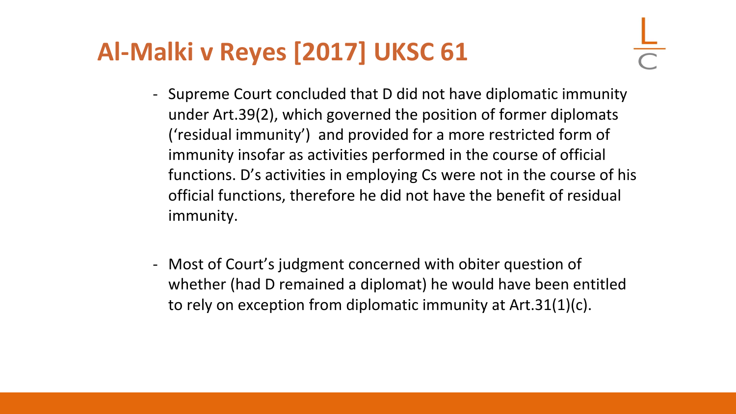# Al-Malki v Reyes [2017] UKSC 61

- Supreme Court concluded that D did not have diplomatic immunity under Art.39(2), which governed the position of former diplomats ('residual immunity') and provided for a more restricted form of immunity insofar as activities performed in the course of official functions. D's activities in employing Cs were not in the course of his official functions, therefore he did not have the benefit of residual immunity.

- Most of Court's judgment concerned with obiter question of whether (had D remained a diplomat) he would have been entitled to rely on exception from diplomatic immunity at Art.31(1)(c).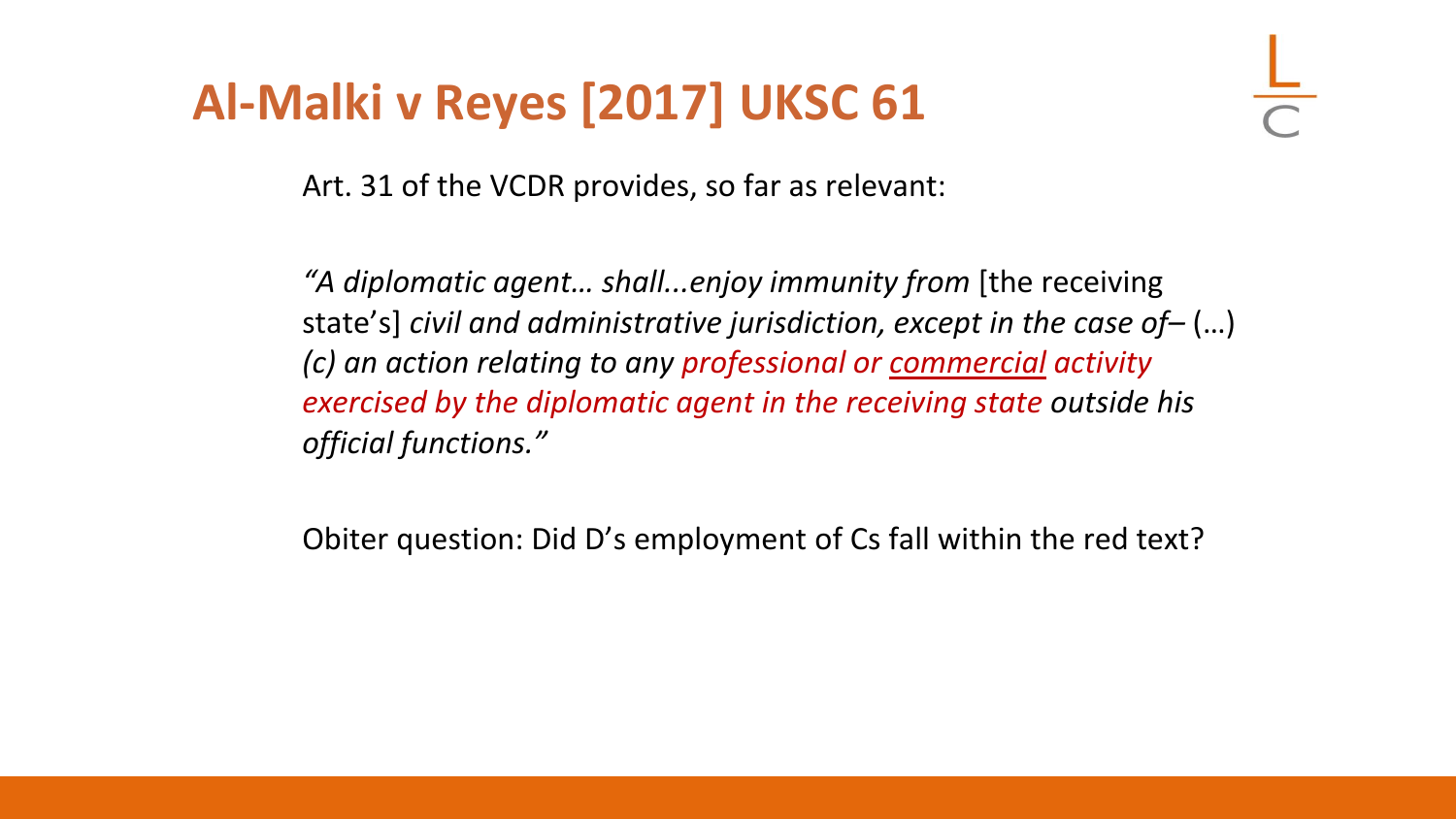# Al-Malki v Reyes [2017] UKSC 61

Art. 31 of the VCDR provides, so far as relevant:

*"A diplomatic agent… shall...enjoy immunity from* [the receiving state's] *civil and administrative jurisdiction, except in the case of–* (…) *(c) an action relating to any professional or commercial activity exercised by the diplomatic agent in the receiving state outside his official functions."*

Obiter question: Did D's employment of Cs fall within the red text?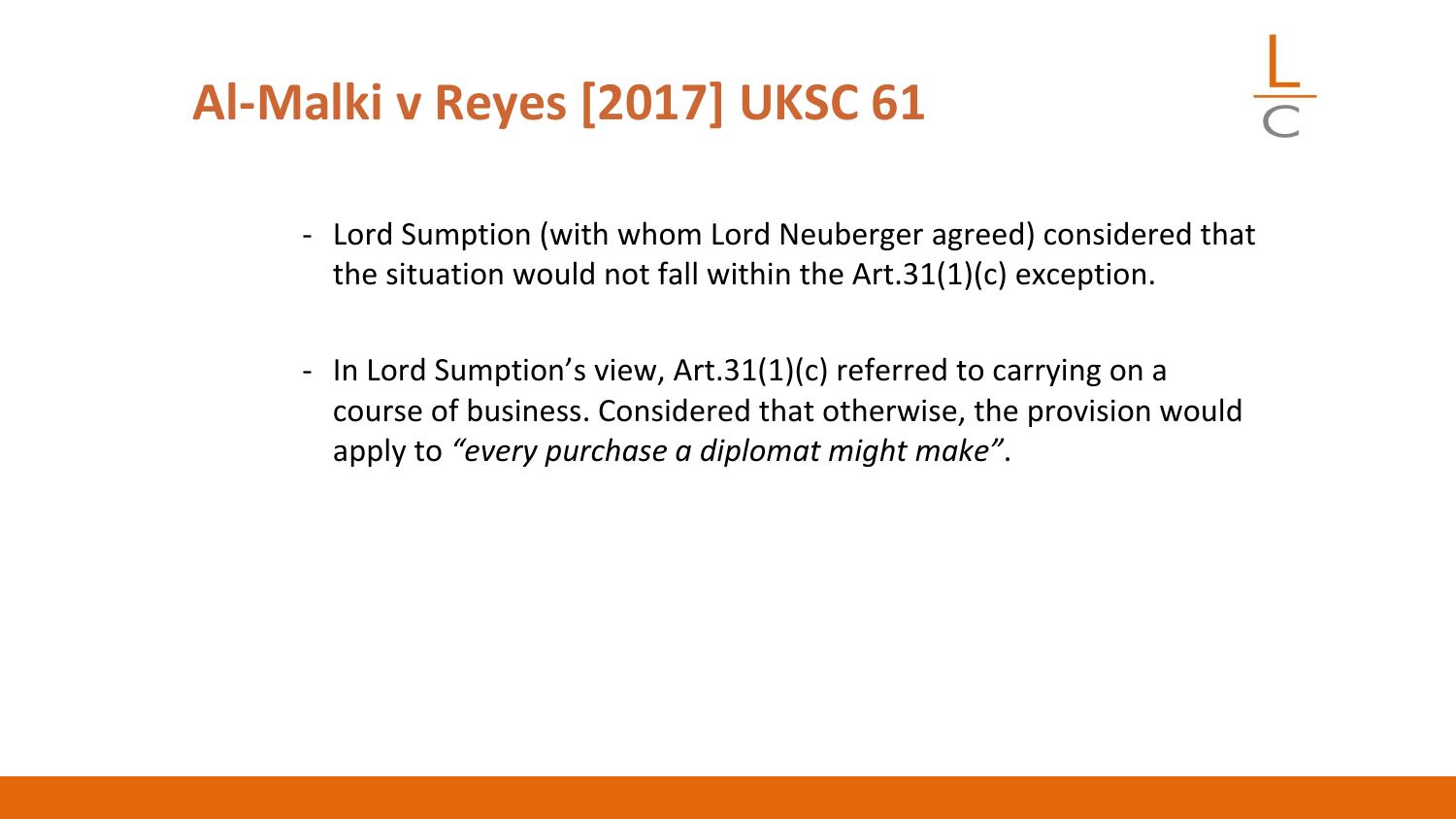# Al-Malki v Reyes [2017] UKSC 61

- Lord Sumption (with whom Lord Neuberger agreed) considered that the situation would not fall within the Art.31(1)(c) exception.

- In Lord Sumption's view, Art.31(1)(c) referred to carrying on a course of business. Considered that otherwise, the provision would apply to *"every purchase a diplomat might make"*.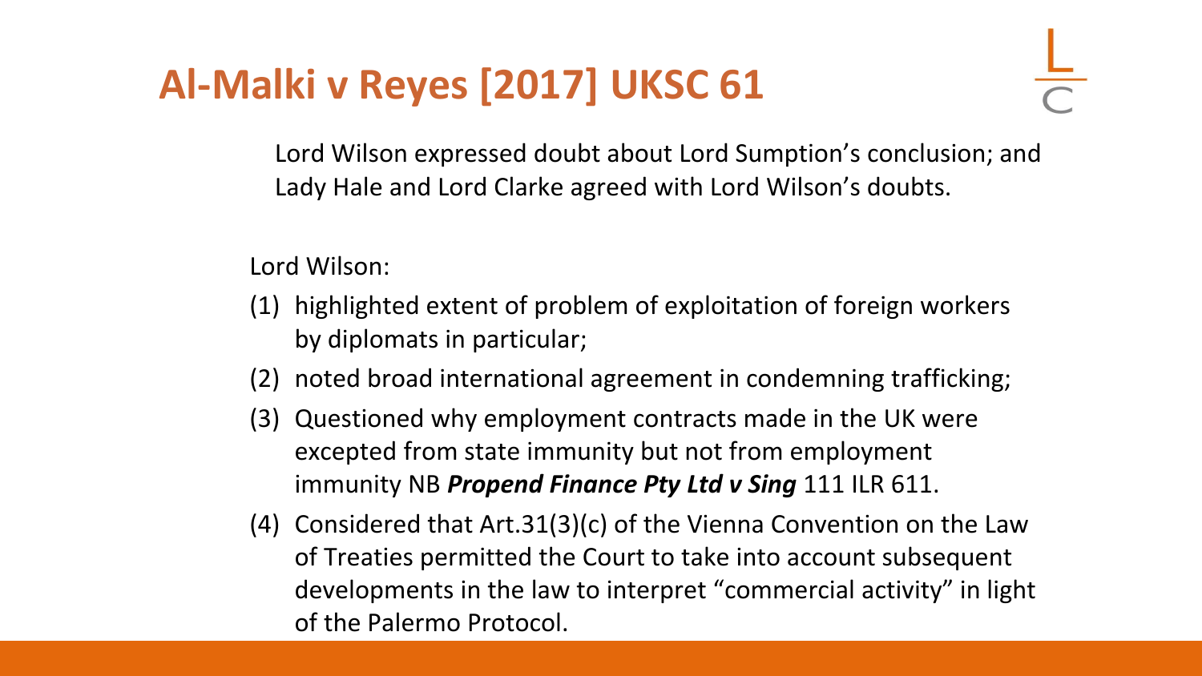# Al-Malki v Reyes [2017] UKSC 61

Lord Wilson expressed doubt about Lord Sumption's conclusion; and Lady Hale and Lord Clarke agreed with Lord Wilson's doubts.

Lord Wilson:

(1) highlighted extent of problem of exploitation of foreign workers by diplomats in particular;
(2) noted broad international agreement in condemning trafficking;
(3) Questioned why employment contracts made in the UK were excepted from state immunity but not from employment immunity NB ***Propend Finance Pty Ltd v Sing*** 111 ILR 611.
(4) Considered that Art.31(3)(c) of the Vienna Convention on the Law of Treaties permitted the Court to take into account subsequent developments in the law to interpret "commercial activity" in light of the Palermo Protocol.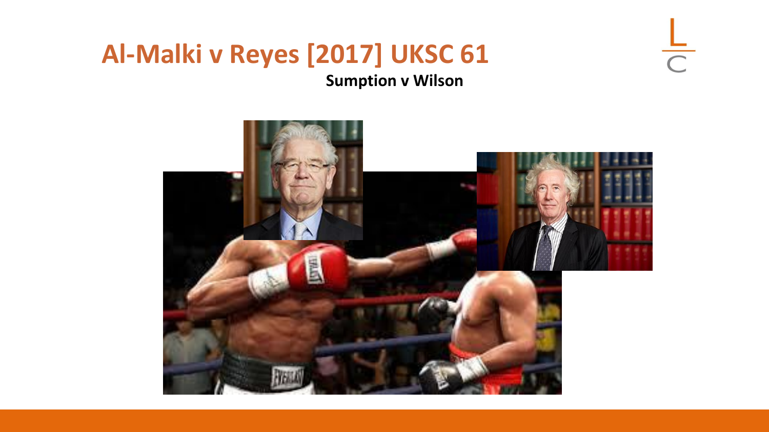# Al-Malki v Reyes [2017] UKSC 61

**Sumption v Wilson**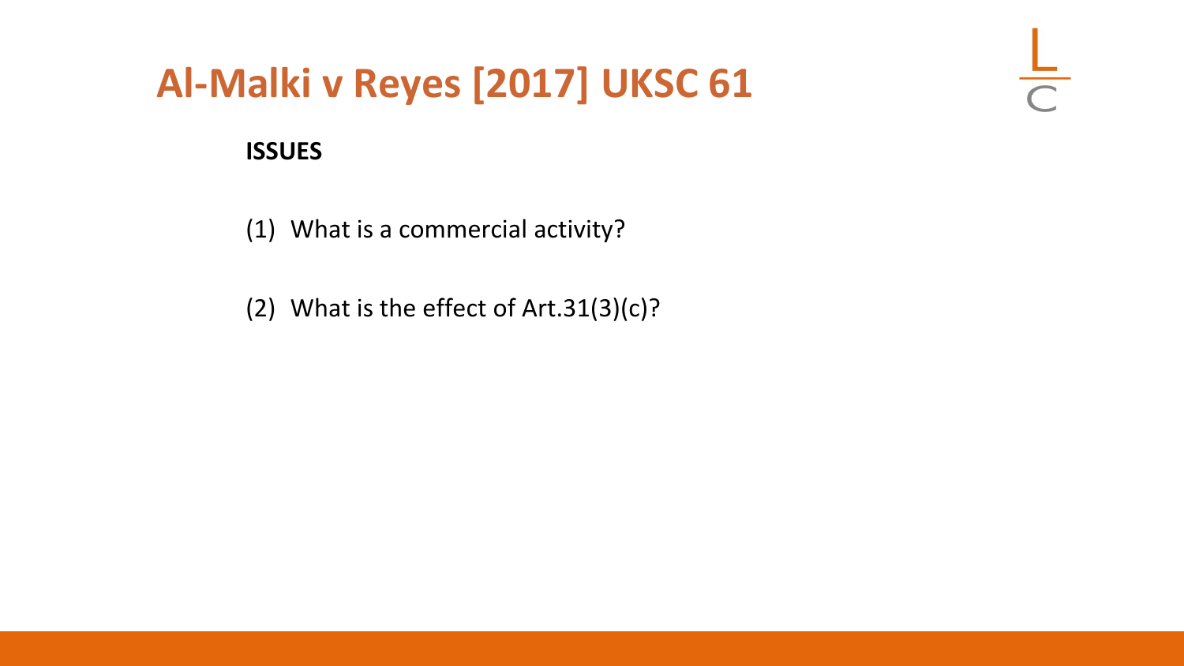# Al-Malki v Reyes [2017] UKSC 61

**ISSUES**

(1) What is a commercial activity?

(2) What is the effect of Art.31(3)(c)?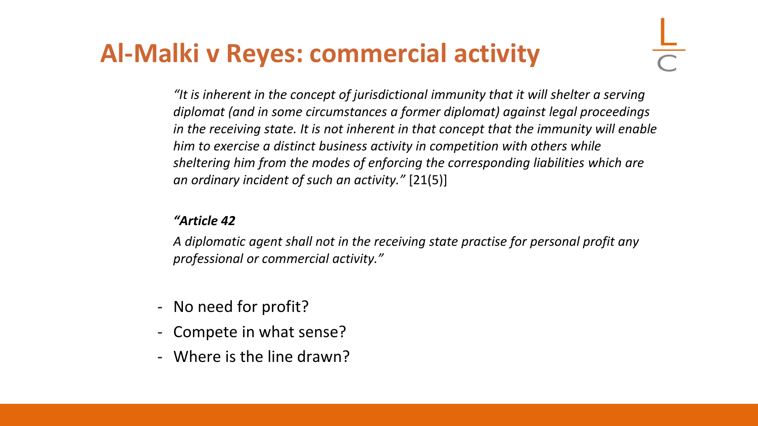# Al-Malki v Reyes: commercial activity

*"It is inherent in the concept of jurisdictional immunity that it will shelter a serving diplomat (and in some circumstances a former diplomat) against legal proceedings in the receiving state. It is not inherent in that concept that the immunity will enable him to exercise a distinct business activity in competition with others while sheltering him from the modes of enforcing the corresponding liabilities which are an ordinary incident of such an activity."* [21(5)]

***"Article 42***

*A diplomatic agent shall not in the receiving state practise for personal profit any professional or commercial activity."*

- No need for profit?
- Compete in what sense?
- Where is the line drawn?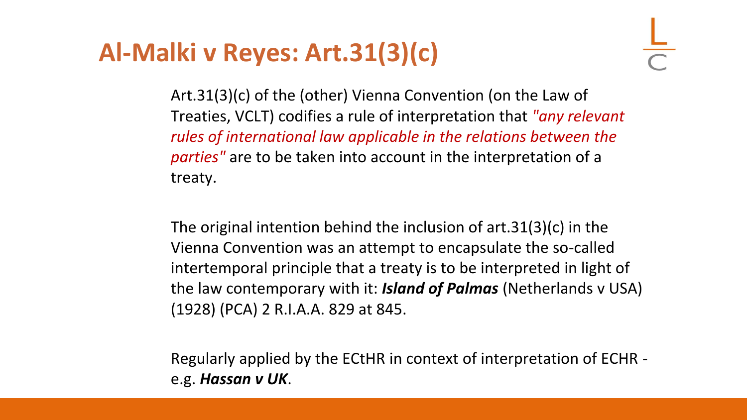# Al-Malki v Reyes: Art.31(3)(c)

Art.31(3)(c) of the (other) Vienna Convention (on the Law of Treaties, VCLT) codifies a rule of interpretation that *"any relevant rules of international law applicable in the relations between the parties"* are to be taken into account in the interpretation of a treaty.

The original intention behind the inclusion of art.31(3)(c) in the Vienna Convention was an attempt to encapsulate the so-called intertemporal principle that a treaty is to be interpreted in light of the law contemporary with it: ***Island of Palmas*** (Netherlands v USA) (1928) (PCA) 2 R.I.A.A. 829 at 845.

Regularly applied by the ECtHR in context of interpretation of ECHR - e.g. ***Hassan v UK***.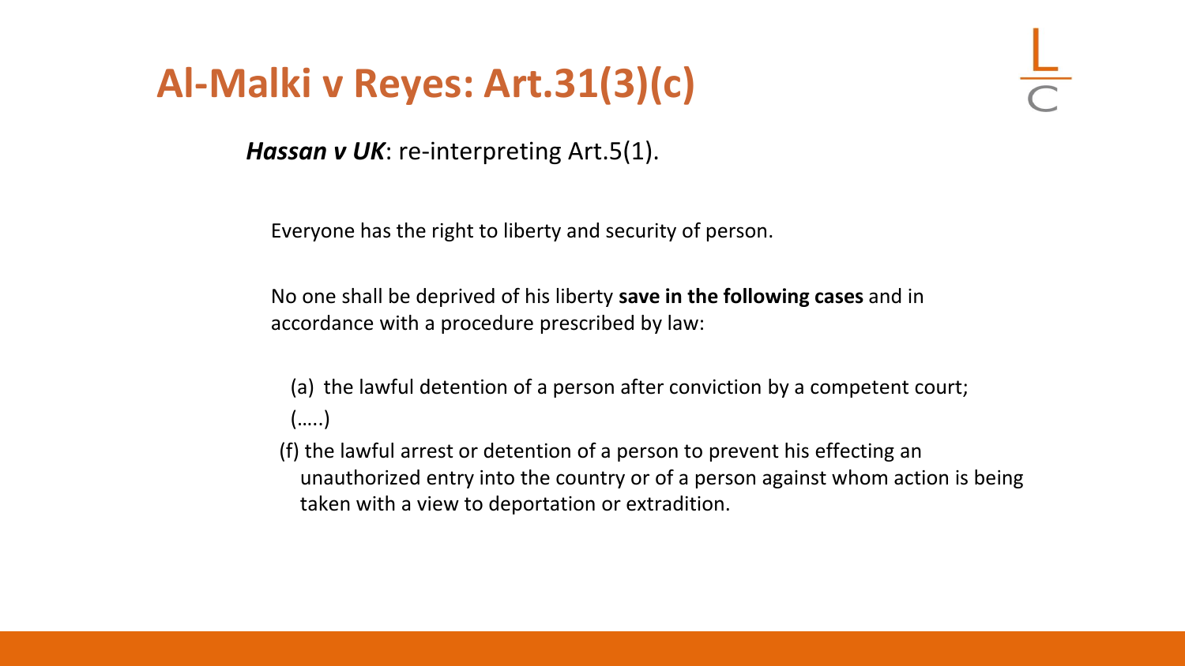# Al-Malki v Reyes: Art.31(3)(c)

***Hassan v UK***: re-interpreting Art.5(1).

Everyone has the right to liberty and security of person.

No one shall be deprived of his liberty **save in the following cases** and in accordance with a procedure prescribed by law:

(a) the lawful detention of a person after conviction by a competent court;

(…..)

(f) the lawful arrest or detention of a person to prevent his effecting an unauthorized entry into the country or of a person against whom action is being taken with a view to deportation or extradition.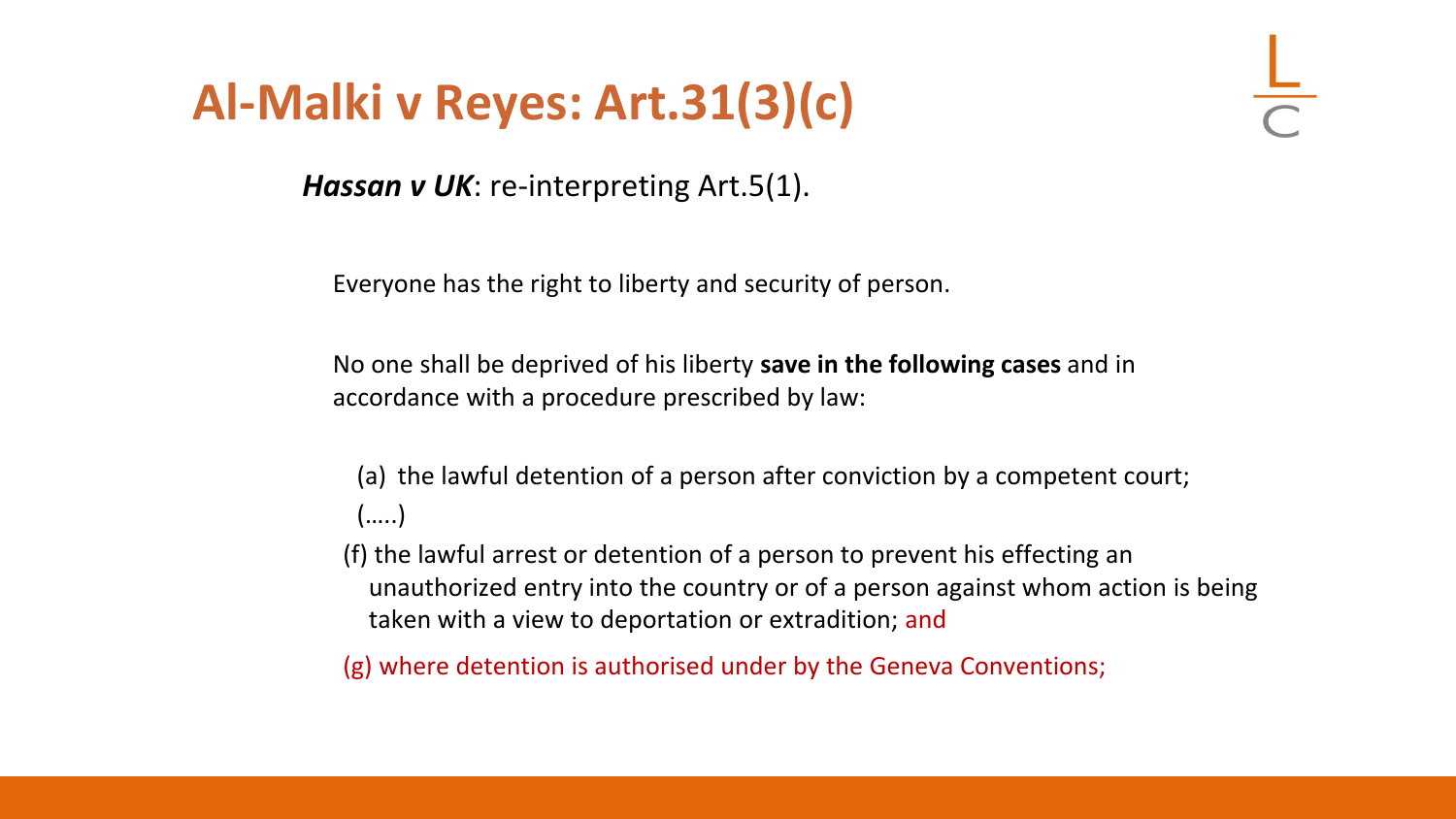# Al-Malki v Reyes: Art.31(3)(c)

***Hassan v UK***: re-interpreting Art.5(1).

Everyone has the right to liberty and security of person.

No one shall be deprived of his liberty **save in the following cases** and in accordance with a procedure prescribed by law:

(a) the lawful detention of a person after conviction by a competent court;

(…..)

(f) the lawful arrest or detention of a person to prevent his effecting an unauthorized entry into the country or of a person against whom action is being taken with a view to deportation or extradition; and

(g) where detention is authorised under by the Geneva Conventions;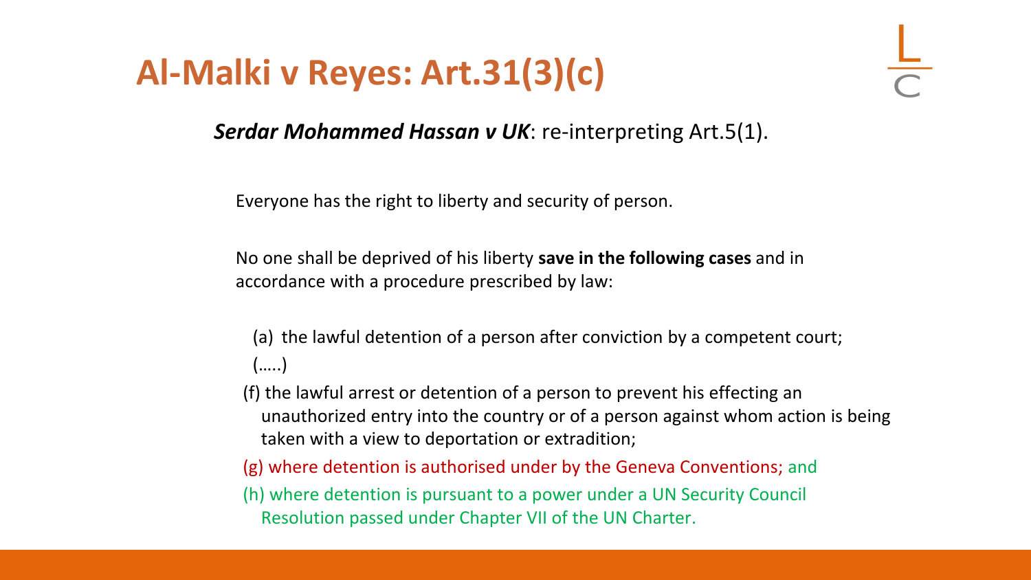# Al-Malki v Reyes: Art.31(3)(c)

***Serdar Mohammed Hassan v UK***: re-interpreting Art.5(1).

Everyone has the right to liberty and security of person.

No one shall be deprived of his liberty **save in the following cases** and in accordance with a procedure prescribed by law:

(a) the lawful detention of a person after conviction by a competent court;

(…..)

(f) the lawful arrest or detention of a person to prevent his effecting an unauthorized entry into the country or of a person against whom action is being taken with a view to deportation or extradition;

(g) where detention is authorised under by the Geneva Conventions; and

(h) where detention is pursuant to a power under a UN Security Council Resolution passed under Chapter VII of the UN Charter.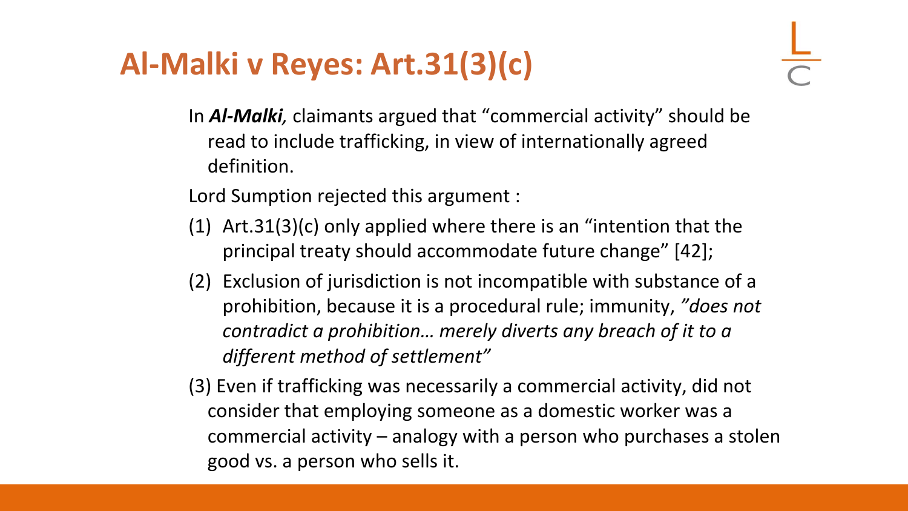# Al-Malki v Reyes: Art.31(3)(c)

In ***Al-Malki**,* claimants argued that "commercial activity" should be read to include trafficking, in view of internationally agreed definition.

Lord Sumption rejected this argument :

(1) Art.31(3)(c) only applied where there is an "intention that the principal treaty should accommodate future change" [42];

(2) Exclusion of jurisdiction is not incompatible with substance of a prohibition, because it is a procedural rule; immunity, *"does not contradict a prohibition… merely diverts any breach of it to a different method of settlement"*

(3) Even if trafficking was necessarily a commercial activity, did not consider that employing someone as a domestic worker was a commercial activity – analogy with a person who purchases a stolen good vs. a person who sells it.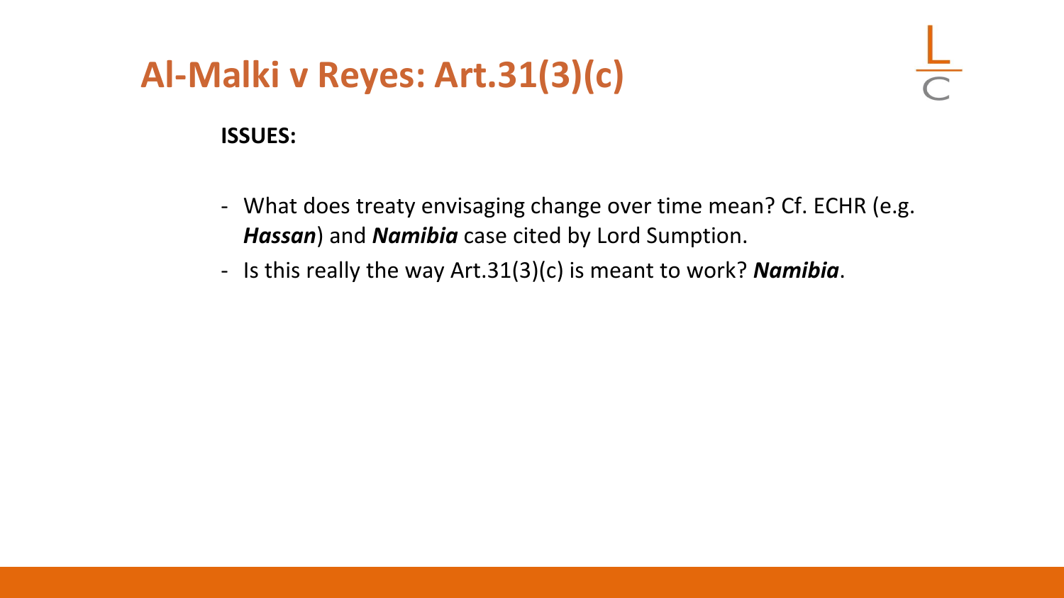# Al-Malki v Reyes: Art.31(3)(c)

**ISSUES:**

- What does treaty envisaging change over time mean? Cf. ECHR (e.g. ***Hassan***) and ***Namibia*** case cited by Lord Sumption.
- Is this really the way Art.31(3)(c) is meant to work? ***Namibia***.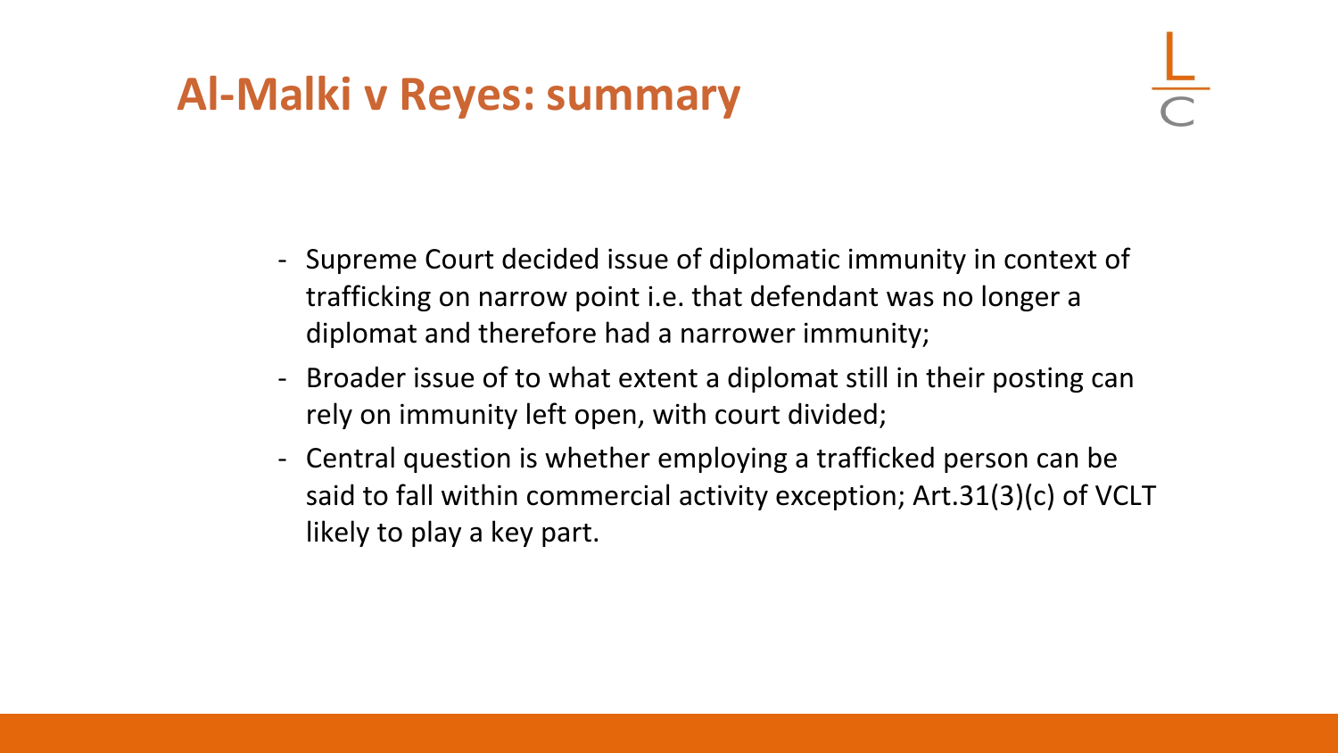# Al-Malki v Reyes: summary

- Supreme Court decided issue of diplomatic immunity in context of trafficking on narrow point i.e. that defendant was no longer a diplomat and therefore had a narrower immunity;
- Broader issue of to what extent a diplomat still in their posting can rely on immunity left open, with court divided;
- Central question is whether employing a trafficked person can be said to fall within commercial activity exception; Art.31(3)(c) of VCLT likely to play a key part.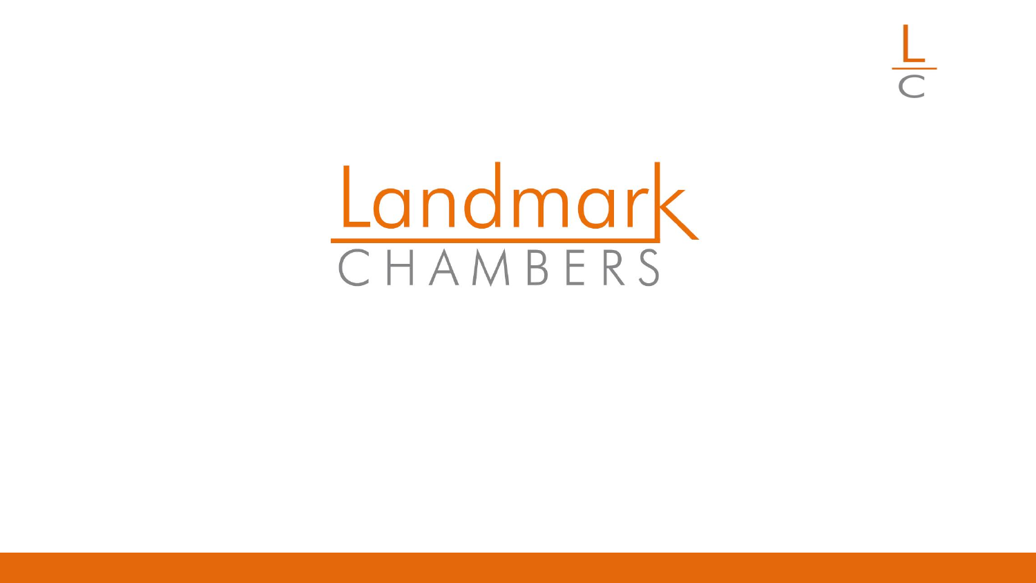Landmark

CHAMBERS